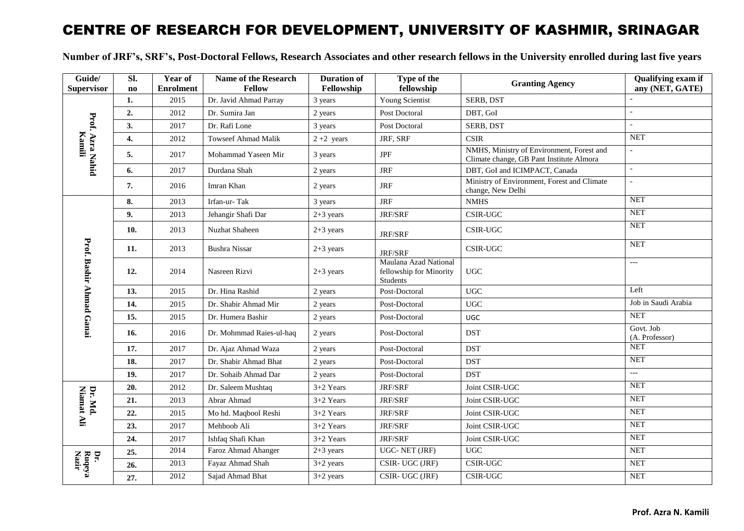# CENTRE OF RESEARCH FOR DEVELOPMENT, UNIVERSITY OF KASHMIR, SRINAGAR

**Number of JRF's, SRF's, Post-Doctoral Fellows, Research Associates and other research fellows in the University enrolled during last five years**

| Guide/ Supervisor | Sl. no | Year of Enrolment | Name of the Research Fellow | Duration of Fellowship | Type of the fellowship | Granting Agency | Qualifying exam if any (NET, GATE) |
|---|---|---|---|---|---|---|---|
| Prof. Azra Nahid Kamili | 1. | 2015 | Dr. Javid Ahmad Parray | 3 years | Young Scientist | SERB, DST | - |
| | 2. | 2012 | Dr. Sumira Jan | 2 years | Post Doctoral | DBT, GoI | - |
| | 3. | 2017 | Dr. Rafi Lone | 3 years | Post Doctoral | SERB, DST | - |
| | 4. | 2012 | Towseef Ahmad Malik | 2 +2 years | JRF, SRF | CSIR | NET |
| | 5. | 2017 | Mohammad Yaseen Mir | 3 years | JPF | NMHS, Ministry of Environment, Forest and Climate change, GB Pant Institute Almora | - |
| | 6. | 2017 | Durdana Shah | 2 years | JRF | DBT, GoI and ICIMPACT, Canada | - |
| | 7. | 2016 | Imran Khan | 2 years | JRF | Ministry of Environment, Forest and Climate change, New Delhi | - |
| Prof. Bashir Ahmad Ganai | 8. | 2013 | Irfan-ur- Tak | 3 years | JRF | NMHS | NET |
| | 9. | 2013 | Jehangir Shafi Dar | 2+3 years | JRF/SRF | CSIR-UGC | NET |
| | 10. | 2013 | Nuzhat Shaheen | 2+3 years | JRF/SRF | CSIR-UGC | NET |
| | 11. | 2013 | Bushra Nissar | 2+3 years | JRF/SRF | CSIR-UGC | NET |
| | 12. | 2014 | Nasreen Rizvi | 2+3 years | Maulana Azad National fellowship for Minority Students | UGC | --- |
| | 13. | 2015 | Dr. Hina Rashid | 2 years | Post-Doctoral | UGC | Left |
| | 14. | 2015 | Dr. Shabir Ahmad Mir | 2 years | Post-Doctoral | UGC | Job in Saudi Arabia |
| | 15. | 2015 | Dr. Humera Bashir | 2 years | Post-Doctoral | UGC | NET |
| | 16. | 2016 | Dr. Mohmmad Raies-ul-haq | 2 years | Post-Doctoral | DST | Govt. Job (A. Professor) |
| | 17. | 2017 | Dr. Ajaz Ahmad Waza | 2 years | Post-Doctoral | DST | NET |
| | 18. | 2017 | Dr. Shabir Ahmad Bhat | 2 years | Post-Doctoral | DST | NET |
| | 19. | 2017 | Dr. Sohaib Ahmad Dar | 2 years | Post-Doctoral | DST | --- |
| Dr. Md. Niamat Ali | 20. | 2012 | Dr. Saleem Mushtaq | 3+2 Years | JRF/SRF | Joint CSIR-UGC | NET |
| | 21. | 2013 | Abrar Ahmad | 3+2 Years | JRF/SRF | Joint CSIR-UGC | NET |
| | 22. | 2015 | Mo hd. Maqbool Reshi | 3+2 Years | JRF/SRF | Joint CSIR-UGC | NET |
| | 23. | 2017 | Mehboob Ali | 3+2 Years | JRF/SRF | Joint CSIR-UGC | NET |
| | 24. | 2017 | Ishfaq Shafi Khan | 3+2 Years | JRF/SRF | Joint CSIR-UGC | NET |
| Dr. Ruqeya Nazir | 25. | 2014 | Faroz Ahmad Ahanger | 2+3 years | UGC- NET (JRF) | UGC | NET |
| | 26. | 2013 | Fayaz Ahmad Shah | 3+2 years | CSIR- UGC (JRF) | CSIR-UGC | NET |
| | 27. | 2012 | Sajad Ahmad Bhat | 3+2 years | CSIR- UGC (JRF) | CSIR-UGC | NET |

**Prof. Azra N. Kamili**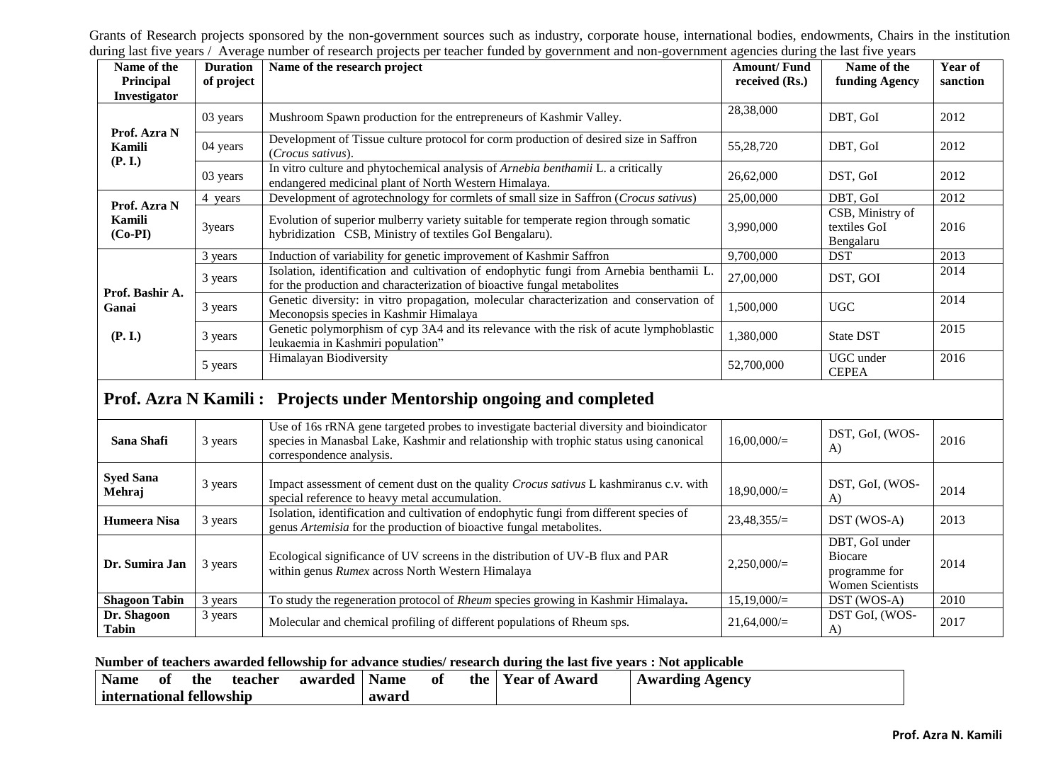Grants of Research projects sponsored by the non-government sources such as industry, corporate house, international bodies, endowments, Chairs in the institution during last five years / Average number of research projects per teacher funded by government and non-government agencies during the last five years

| Name of the Principal Investigator | Duration of project | Name of the research project | Amount/ Fund received (Rs.) | Name of the funding Agency | Year of sanction |
|---|---|---|---|---|---|
| Prof. Azra N Kamili (P. I.) | 03 years | Mushroom Spawn production for the entrepreneurs of Kashmir Valley. | 28,38,000 | DBT, GoI | 2012 |
| | 04 years | Development of Tissue culture protocol for corm production of desired size in Saffron (*Crocus sativus*). | 55,28,720 | DBT, GoI | 2012 |
| | 03 years | In vitro culture and phytochemical analysis of *Arnebia benthamii* L. a critically endangered medicinal plant of North Western Himalaya. | 26,62,000 | DST, GoI | 2012 |
| Prof. Azra N Kamili (Co-PI) | 4 years | Development of agrotechnology for cormlets of small size in Saffron (*Crocus sativus*) | 25,00,000 | DBT, GoI | 2012 |
| | 3years | Evolution of superior mulberry variety suitable for temperate region through somatic hybridization CSB, Ministry of textiles GoI Bengalaru). | 3,990,000 | CSB, Ministry of textiles GoI Bengalaru | 2016 |
| Prof. Bashir A. Ganai (P. I.) | 3 years | Induction of variability for genetic improvement of Kashmir Saffron | 9,700,000 | DST | 2013 |
| | 3 years | Isolation, identification and cultivation of endophytic fungi from Arnebia benthamii L. for the production and characterization of bioactive fungal metabolites | 27,00,000 | DST, GOI | 2014 |
| | 3 years | Genetic diversity: in vitro propagation, molecular characterization and conservation of Meconopsis species in Kashmir Himalaya | 1,500,000 | UGC | 2014 |
| | 3 years | Genetic polymorphism of cyp 3A4 and its relevance with the risk of acute lymphoblastic leukaemia in Kashmiri population" | 1,380,000 | State DST | 2015 |
| | 5 years | Himalayan Biodiversity | 52,700,000 | UGC under CEPEA | 2016 |

## Prof. Azra N Kamili : Projects under Mentorship ongoing and completed

| | | | | | |
|---|---|---|---|---|---|
| **Sana Shafi** | 3 years | Use of 16s rRNA gene targeted probes to investigate bacterial diversity and bioindicator species in Manasbal Lake, Kashmir and relationship with trophic status using canonical correspondence analysis. | 16,00,000/= | DST, GoI, (WOS-A) | 2016 |
| **Syed Sana Mehraj** | 3 years | Impact assessment of cement dust on the quality *Crocus sativus* L kashmiranus c.v. with special reference to heavy metal accumulation. | 18,90,000/= | DST, GoI, (WOS-A) | 2014 |
| **Humeera Nisa** | 3 years | Isolation, identification and cultivation of endophytic fungi from different species of genus *Artemisia* for the production of bioactive fungal metabolites. | 23,48,355/= | DST (WOS-A) | 2013 |
| **Dr. Sumira Jan** | 3 years | Ecological significance of UV screens in the distribution of UV-B flux and PAR within genus *Rumex* across North Western Himalaya | 2,250,000/= | DBT, GoI under Biocare programme for Women Scientists | 2014 |
| **Shagoon Tabin** | 3 years | To study the regeneration protocol of *Rheum* species growing in Kashmir Himalaya**.** | 15,19,000/= | DST (WOS-A) | 2010 |
| **Dr. Shagoon Tabin** | 3 years | Molecular and chemical profiling of different populations of Rheum sps. | 21,64,000/= | DST GoI, (WOS-A) | 2017 |

**Number of teachers awarded fellowship for advance studies/ research during the last five years : Not applicable**

| Name of the teacher awarded international fellowship | Name of the award | Year of Award | Awarding Agency |
|---|---|---|---|

**Prof. Azra N. Kamili**